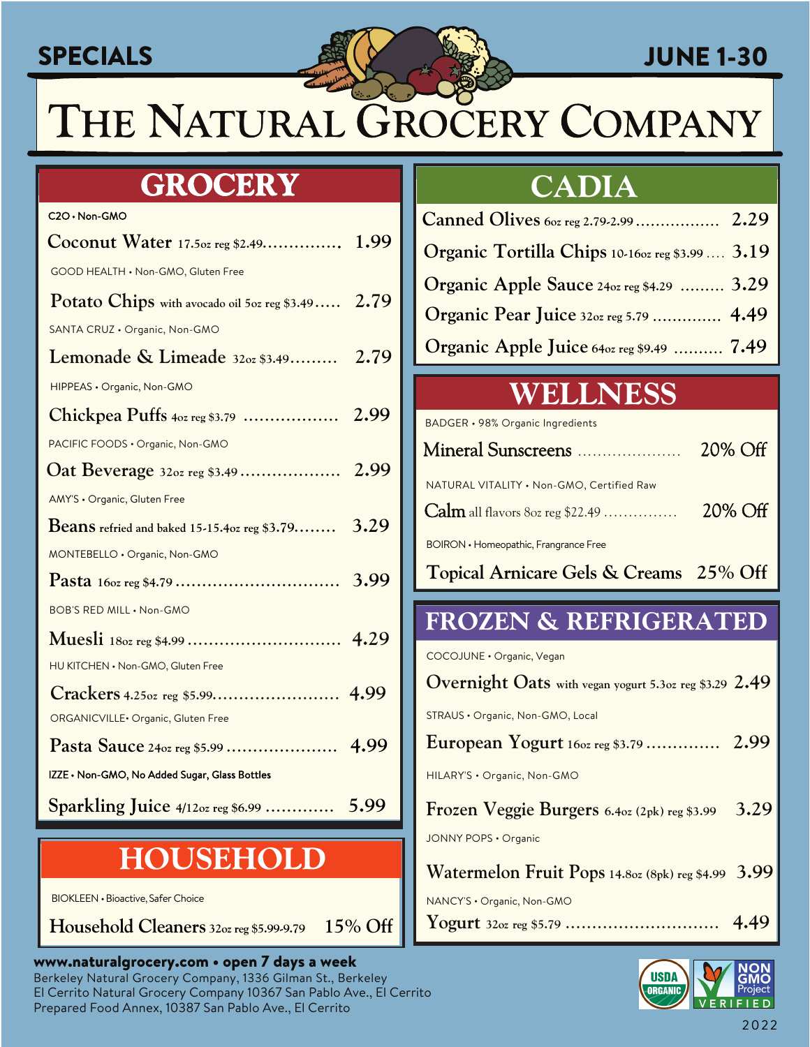SPECIALS

JUNE 1-30

# The Natural Grocery Company

## GROCERY

C2O • Non-GMO

Coconut Water 17.5oz reg $2.49 ............... 1.99

GOOD HEALTH • Non-GMO, Gluten Free

Potato Chips with avocado oil 5oz reg $3.49 ..... 2.79

SANTA CRUZ • Organic, Non-GMO

Lemonade & Limeade 32oz $3.49 ......... 2.79

HIPPEAS • Organic, Non-GMO

Chickpea Puffs 4oz reg $3.79 .................. 2.99

PACIFIC FOODS • Organic, Non-GMO

Oat Beverage 32oz reg $3.49 ................... 2.99

AMY'S • Organic, Gluten Free

Beans refried and baked 15-15.4oz reg $3.79 ........ 3.29

MONTEBELLO • Organic, Non-GMO

Pasta 16oz reg $4.79 ............................... 3.99

BOB'S RED MILL • Non-GMO

Muesli 18oz reg $4.99 ............................. 4.29

HU KITCHEN • Non-GMO, Gluten Free

Crackers 4.25oz reg $5.99 ........................ 4.99

ORGANICVILLE • Organic, Gluten Free

Pasta Sauce 24oz reg $5.99 ..................... 4.99

IZZE • Non-GMO, No Added Sugar, Glass Bottles

Sparkling Juice 4/12oz reg $6.99 ............. 5.99

## HOUSEHOLD

BIOKLEEN • Bioactive, Safer Choice

Household Cleaners 32oz reg $5.99-9.79 15% Off

## CADIA

Canned Olives 6oz reg 2.79-2.99 ................. 2.29

Organic Tortilla Chips 10-16oz reg $3.99 .... 3.19

Organic Apple Sauce 24oz reg $4.29 ......... 3.29

Organic Pear Juice 32oz reg 5.79 .............. 4.49

Organic Apple Juice 64oz reg $9.49 .......... 7.49

## WELLNESS

BADGER • 98% Organic Ingredients

Mineral Sunscreens ..................... 20% Off

NATURAL VITALITY • Non-GMO, Certified Raw

Calm all flavors 8oz reg $22.49 ............... 20% Off

BOIRON • Homeopathic, Frangrance Free

Topical Arnicare Gels & Creams 25% Off

## FROZEN & REFRIGERATED

COCOJUNE • Organic, Vegan

Overnight Oats with vegan yogurt 5.3oz reg $3.29 2.49

STRAUS • Organic, Non-GMO, Local

European Yogurt 16oz reg $3.79 ............. 2.99

HILARY'S • Organic, Non-GMO

Frozen Veggie Burgers 6.4oz (2pk) reg $3.99 3.29

JONNY POPS • Organic

Watermelon Fruit Pops 14.8oz (8pk) reg $4.99 3.99

NANCY'S • Organic, Non-GMO

Yogurt 32oz reg $5.79 ............................. 4.49

**www.naturalgrocery.com • open 7 days a week**

Berkeley Natural Grocery Company, 1336 Gilman St., Berkeley
El Cerrito Natural Grocery Company 10367 San Pablo Ave., El Cerrito
Prepared Food Annex, 10387 San Pablo Ave., El Cerrito

USDA ORGANIC

NON GMO Project VERIFIED

2022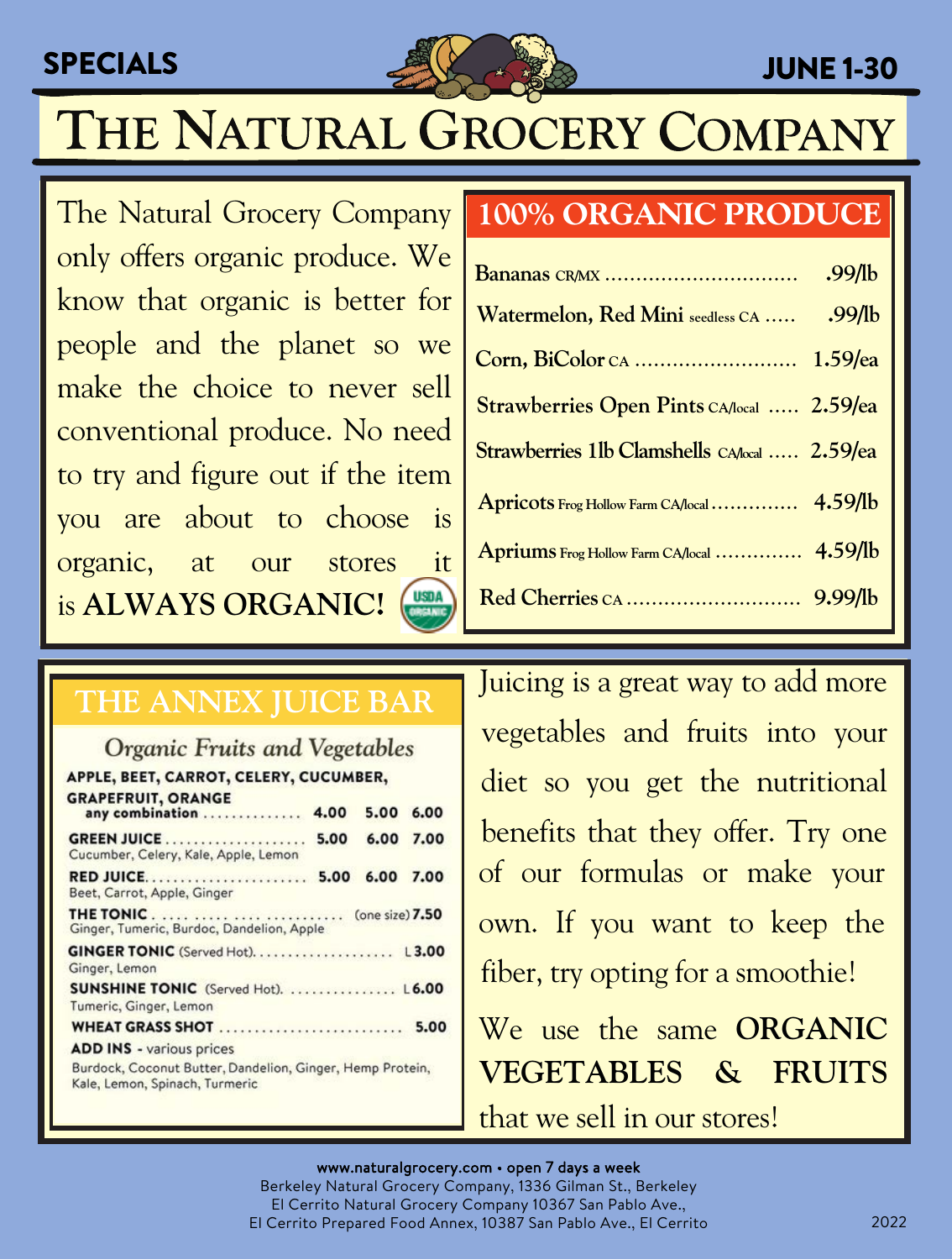SPECIALS

JUNE 1-30

# THE NATURAL GROCERY COMPANY

The Natural Grocery Company only offers organic produce. We know that organic is better for people and the planet so we make the choice to never sell conventional produce. No need to try and figure out if the item you are about to choose is organic, at our stores it is **ALWAYS ORGANIC!**

## 100% ORGANIC PRODUCE

| | |
|---|---|
| **Bananas** CR/MX | .99/lb |
| **Watermelon, Red Mini** seedless CA | .99/lb |
| **Corn, BiColor** CA | 1.59/ea |
| **Strawberries Open Pints** CA/local | 2.59/ea |
| **Strawberries 1lb Clamshells** CA/local | 2.59/ea |
| **Apricots** Frog Hollow Farm CA/local | 4.59/lb |
| **Apriums** Frog Hollow Farm CA/local | 4.59/lb |
| **Red Cherries** CA | 9.99/lb |

## THE ANNEX JUICE BAR

*Organic Fruits and Vegetables*

| | | | |
|---|---|---|---|
| **APPLE, BEET, CARROT, CELERY, CUCUMBER, GRAPEFRUIT, ORANGE** any combination | 4.00 | 5.00 | 6.00 |
| **GREEN JUICE** Cucumber, Celery, Kale, Apple, Lemon | 5.00 | 6.00 | 7.00 |
| **RED JUICE** Beet, Carrot, Apple, Ginger | 5.00 | 6.00 | 7.00 |
| **THE TONIC** Ginger, Tumeric, Burdoc, Dandelion, Apple | | | (one size) 7.50 |
| **GINGER TONIC** (Served Hot) Ginger, Lemon | | | L 3.00 |
| **SUNSHINE TONIC** (Served Hot) Tumeric, Ginger, Lemon | | | L 6.00 |
| **WHEAT GRASS SHOT** | | | 5.00 |

**ADD INS** - various prices

Burdock, Coconut Butter, Dandelion, Ginger, Hemp Protein, Kale, Lemon, Spinach, Turmeric

Juicing is a great way to add more vegetables and fruits into your diet so you get the nutritional benefits that they offer. Try one of our formulas or make your own. If you want to keep the fiber, try opting for a smoothie!

We use the same **ORGANIC VEGETABLES & FRUITS** that we sell in our stores!

**www.naturalgrocery.com • open 7 days a week**
Berkeley Natural Grocery Company, 1336 Gilman St., Berkeley
El Cerrito Natural Grocery Company 10367 San Pablo Ave.,
El Cerrito Prepared Food Annex, 10387 San Pablo Ave., El Cerrito

2022